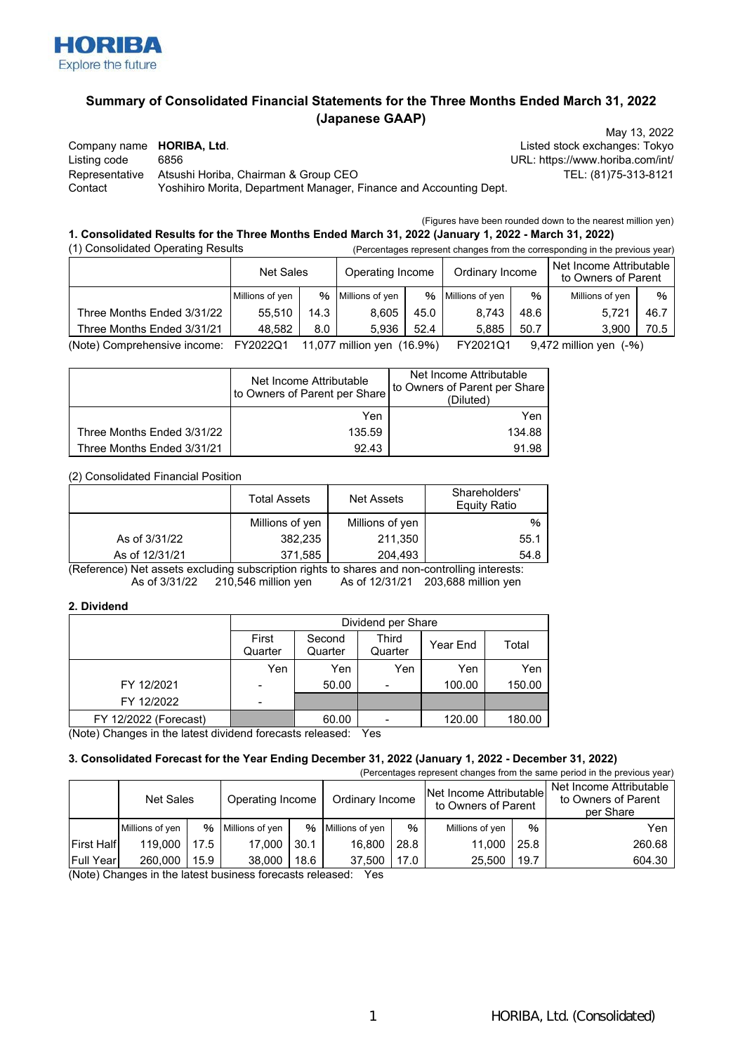HORIBA
Explore the future

# Summary of Consolidated Financial Statements for the Three Months Ended March 31, 2022 (Japanese GAAP)

May 13, 2022

Company name **HORIBA, Ltd.**
Listing code 6856
Representative Atsushi Horiba, Chairman & Group CEO
Contact Yoshihiro Morita, Department Manager, Finance and Accounting Dept.

Listed stock exchanges: Tokyo
URL: https://www.horiba.com/int/
TEL: (81)75-313-8121

(Figures have been rounded down to the nearest million yen)

### 1. Consolidated Results for the Three Months Ended March 31, 2022 (January 1, 2022 - March 31, 2022)

(1) Consolidated Operating Results

(Percentages represent changes from the corresponding in the previous year)

| | Net Sales | | Operating Income | | Ordinary Income | | Net Income Attributable to Owners of Parent | |
|---|---|---|---|---|---|---|---|---|
| | Millions of yen | % | Millions of yen | % | Millions of yen | % | Millions of yen | % |
| Three Months Ended 3/31/22 | 55,510 | 14.3 | 8,605 | 45.0 | 8,743 | 48.6 | 5,721 | 46.7 |
| Three Months Ended 3/31/21 | 48,582 | 8.0 | 5,936 | 52.4 | 5,885 | 50.7 | 3,900 | 70.5 |

(Note) Comprehensive income: FY2022Q1 11,077 million yen (16.9%) FY2021Q1 9,472 million yen (-%)

| | Net Income Attributable to Owners of Parent per Share | Net Income Attributable to Owners of Parent per Share (Diluted) |
|---|---|---|
| | Yen | Yen |
| Three Months Ended 3/31/22 | 135.59 | 134.88 |
| Three Months Ended 3/31/21 | 92.43 | 91.98 |

(2) Consolidated Financial Position

| | Total Assets | Net Assets | Shareholders' Equity Ratio |
|---|---|---|---|
| | Millions of yen | Millions of yen | % |
| As of 3/31/22 | 382,235 | 211,350 | 55.1 |
| As of 12/31/21 | 371,585 | 204,493 | 54.8 |

(Reference) Net assets excluding subscription rights to shares and non-controlling interests:
As of 3/31/22 210,546 million yen As of 12/31/21 203,688 million yen

### 2. Dividend

| | Dividend per Share | | | | |
|---|---|---|---|---|---|
| | First Quarter | Second Quarter | Third Quarter | Year End | Total |
| | Yen | Yen | Yen | Yen | Yen |
| FY 12/2021 | - | 50.00 | - | 100.00 | 150.00 |
| FY 12/2022 | - | | | | |
| FY 12/2022 (Forecast) | | 60.00 | - | 120.00 | 180.00 |

(Note) Changes in the latest dividend forecasts released: Yes

### 3. Consolidated Forecast for the Year Ending December 31, 2022 (January 1, 2022 - December 31, 2022)

(Percentages represent changes from the same period in the previous year)

| | Net Sales | | Operating Income | | Ordinary Income | | Net Income Attributable to Owners of Parent | | Net Income Attributable to Owners of Parent per Share |
|---|---|---|---|---|---|---|---|---|---|
| | Millions of yen | % | Millions of yen | % | Millions of yen | % | Millions of yen | % | Yen |
| First Half | 119,000 | 17.5 | 17,000 | 30.1 | 16,800 | 28.8 | 11,000 | 25.8 | 260.68 |
| Full Year | 260,000 | 15.9 | 38,000 | 18.6 | 37,500 | 17.0 | 25,500 | 19.7 | 604.30 |

(Note) Changes in the latest business forecasts released: Yes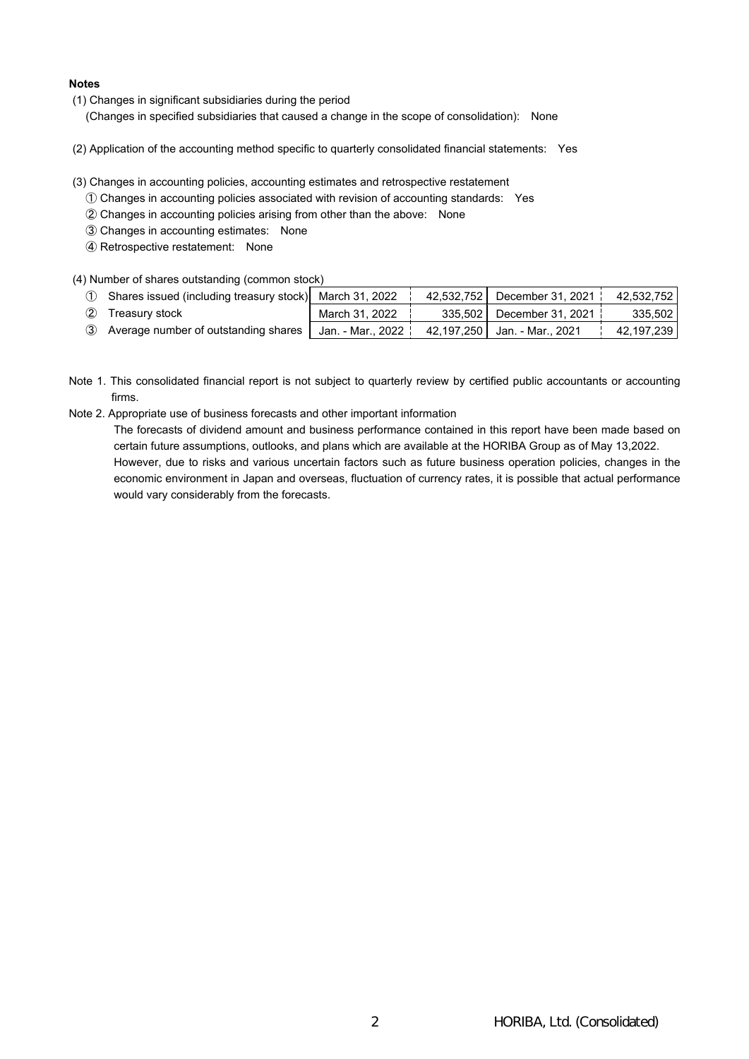**Notes**

(1) Changes in significant subsidiaries during the period
(Changes in specified subsidiaries that caused a change in the scope of consolidation): None

(2) Application of the accounting method specific to quarterly consolidated financial statements: Yes

(3) Changes in accounting policies, accounting estimates and retrospective restatement

① Changes in accounting policies associated with revision of accounting standards: Yes
② Changes in accounting policies arising from other than the above: None
③ Changes in accounting estimates: None
④ Retrospective restatement: None

(4) Number of shares outstanding (common stock)

| | | | | | |
|---|---|---|---|---|---|
| ① | Shares issued (including treasury stock) | March 31, 2022 | 42,532,752 | December 31, 2021 | 42,532,752 |
| ② | Treasury stock | March 31, 2022 | 335,502 | December 31, 2021 | 335,502 |
| ③ | Average number of outstanding shares | Jan. - Mar., 2022 | 42,197,250 | Jan. - Mar., 2021 | 42,197,239 |

Note 1. This consolidated financial report is not subject to quarterly review by certified public accountants or accounting firms.

Note 2. Appropriate use of business forecasts and other important information

The forecasts of dividend amount and business performance contained in this report have been made based on certain future assumptions, outlooks, and plans which are available at the HORIBA Group as of May 13,2022.
However, due to risks and various uncertain factors such as future business operation policies, changes in the economic environment in Japan and overseas, fluctuation of currency rates, it is possible that actual performance would vary considerably from the forecasts.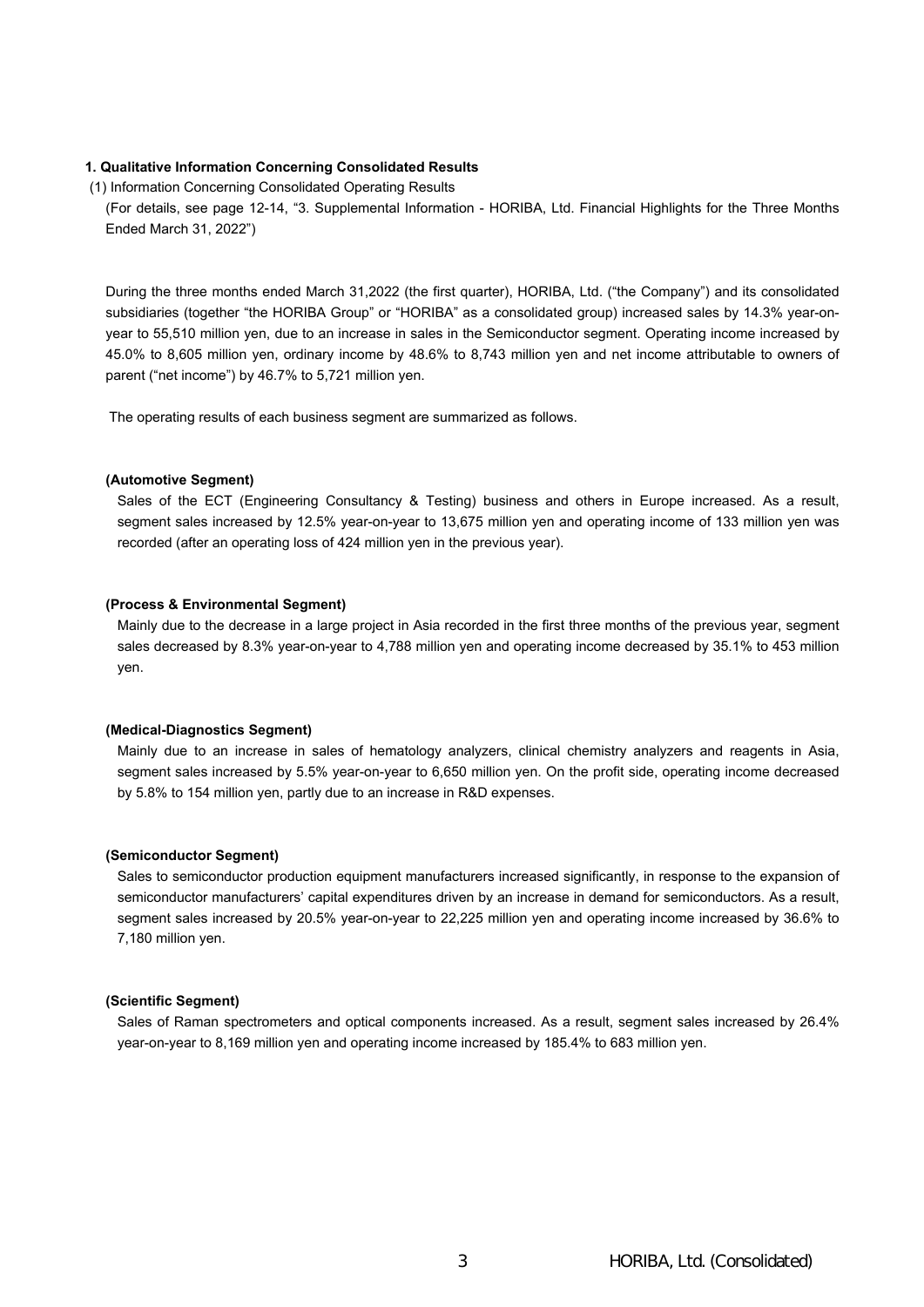# 1. Qualitative Information Concerning Consolidated Results

(1) Information Concerning Consolidated Operating Results

(For details, see page 12-14, "3. Supplemental Information - HORIBA, Ltd. Financial Highlights for the Three Months Ended March 31, 2022")

During the three months ended March 31,2022 (the first quarter), HORIBA, Ltd. ("the Company") and its consolidated subsidiaries (together "the HORIBA Group" or "HORIBA" as a consolidated group) increased sales by 14.3% year-on-year to 55,510 million yen, due to an increase in sales in the Semiconductor segment. Operating income increased by 45.0% to 8,605 million yen, ordinary income by 48.6% to 8,743 million yen and net income attributable to owners of parent ("net income") by 46.7% to 5,721 million yen.

The operating results of each business segment are summarized as follows.

**(Automotive Segment)**

Sales of the ECT (Engineering Consultancy & Testing) business and others in Europe increased. As a result, segment sales increased by 12.5% year-on-year to 13,675 million yen and operating income of 133 million yen was recorded (after an operating loss of 424 million yen in the previous year).

**(Process & Environmental Segment)**

Mainly due to the decrease in a large project in Asia recorded in the first three months of the previous year, segment sales decreased by 8.3% year-on-year to 4,788 million yen and operating income decreased by 35.1% to 453 million yen.

**(Medical-Diagnostics Segment)**

Mainly due to an increase in sales of hematology analyzers, clinical chemistry analyzers and reagents in Asia, segment sales increased by 5.5% year-on-year to 6,650 million yen. On the profit side, operating income decreased by 5.8% to 154 million yen, partly due to an increase in R&D expenses.

**(Semiconductor Segment)**

Sales to semiconductor production equipment manufacturers increased significantly, in response to the expansion of semiconductor manufacturers' capital expenditures driven by an increase in demand for semiconductors. As a result, segment sales increased by 20.5% year-on-year to 22,225 million yen and operating income increased by 36.6% to 7,180 million yen.

**(Scientific Segment)**

Sales of Raman spectrometers and optical components increased. As a result, segment sales increased by 26.4% year-on-year to 8,169 million yen and operating income increased by 185.4% to 683 million yen.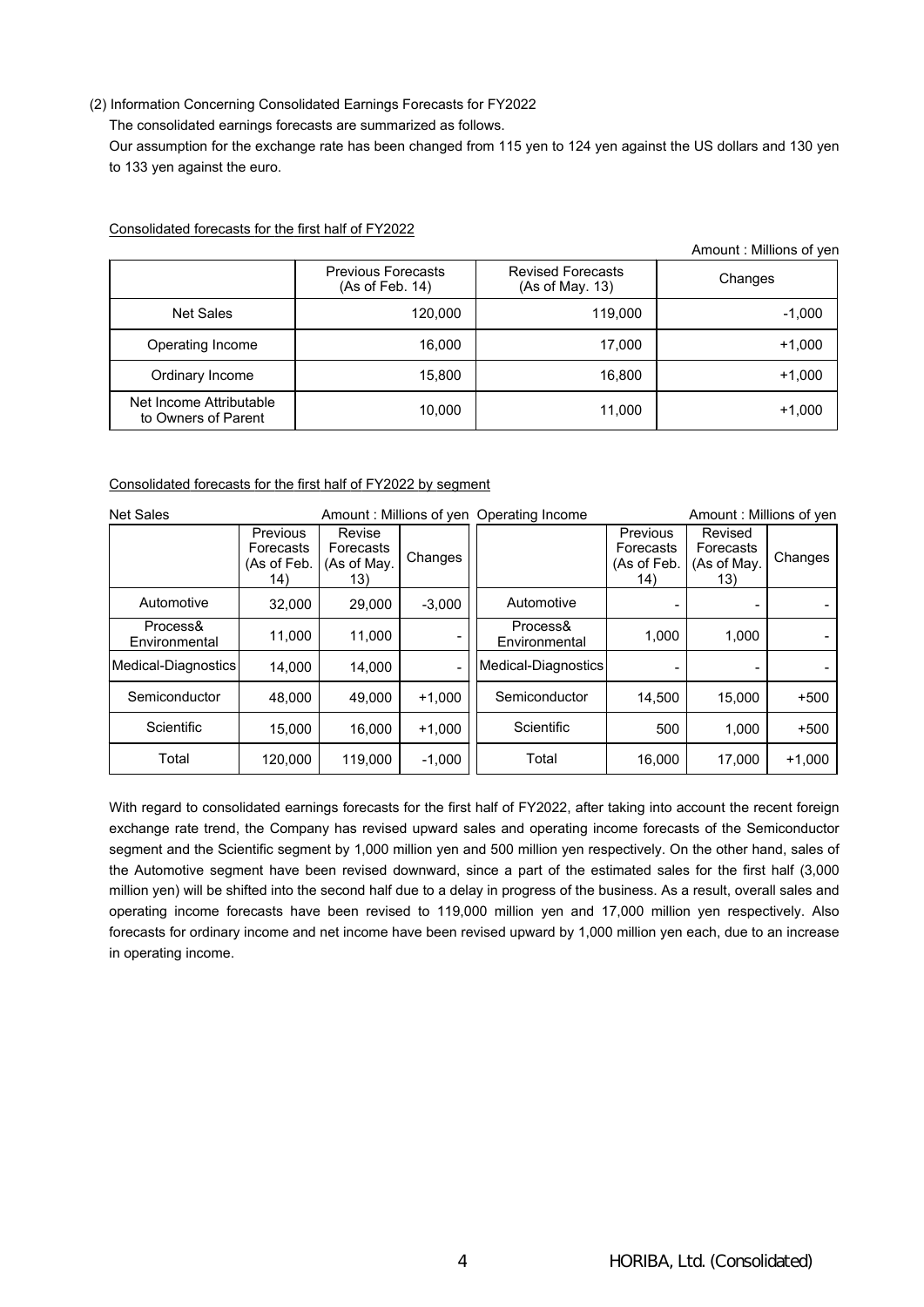(2) Information Concerning Consolidated Earnings Forecasts for FY2022

The consolidated earnings forecasts are summarized as follows.

Our assumption for the exchange rate has been changed from 115 yen to 124 yen against the US dollars and 130 yen to 133 yen against the euro.

Consolidated forecasts for the first half of FY2022

Amount : Millions of yen

| | Previous Forecasts (As of Feb. 14) | Revised Forecasts (As of May. 13) | Changes |
|---|---|---|---|
| Net Sales | 120,000 | 119,000 | -1,000 |
| Operating Income | 16,000 | 17,000 | +1,000 |
| Ordinary Income | 15,800 | 16,800 | +1,000 |
| Net Income Attributable to Owners of Parent | 10,000 | 11,000 | +1,000 |

Consolidated forecasts for the first half of FY2022 by segment

Net Sales — Amount : Millions of yen

| | Previous Forecasts (As of Feb. 14) | Revise Forecasts (As of May. 13) | Changes |
|---|---|---|---|
| Automotive | 32,000 | 29,000 | -3,000 |
| Process& Environmental | 11,000 | 11,000 | - |
| Medical-Diagnostics | 14,000 | 14,000 | - |
| Semiconductor | 48,000 | 49,000 | +1,000 |
| Scientific | 15,000 | 16,000 | +1,000 |
| Total | 120,000 | 119,000 | -1,000 |

Operating Income — Amount : Millions of yen

| | Previous Forecasts (As of Feb. 14) | Revised Forecasts (As of May. 13) | Changes |
|---|---|---|---|
| Automotive | - | - | - |
| Process& Environmental | 1,000 | 1,000 | - |
| Medical-Diagnostics | - | - | - |
| Semiconductor | 14,500 | 15,000 | +500 |
| Scientific | 500 | 1,000 | +500 |
| Total | 16,000 | 17,000 | +1,000 |

With regard to consolidated earnings forecasts for the first half of FY2022, after taking into account the recent foreign exchange rate trend, the Company has revised upward sales and operating income forecasts of the Semiconductor segment and the Scientific segment by 1,000 million yen and 500 million yen respectively. On the other hand, sales of the Automotive segment have been revised downward, since a part of the estimated sales for the first half (3,000 million yen) will be shifted into the second half due to a delay in progress of the business. As a result, overall sales and operating income forecasts have been revised to 119,000 million yen and 17,000 million yen respectively. Also forecasts for ordinary income and net income have been revised upward by 1,000 million yen each, due to an increase in operating income.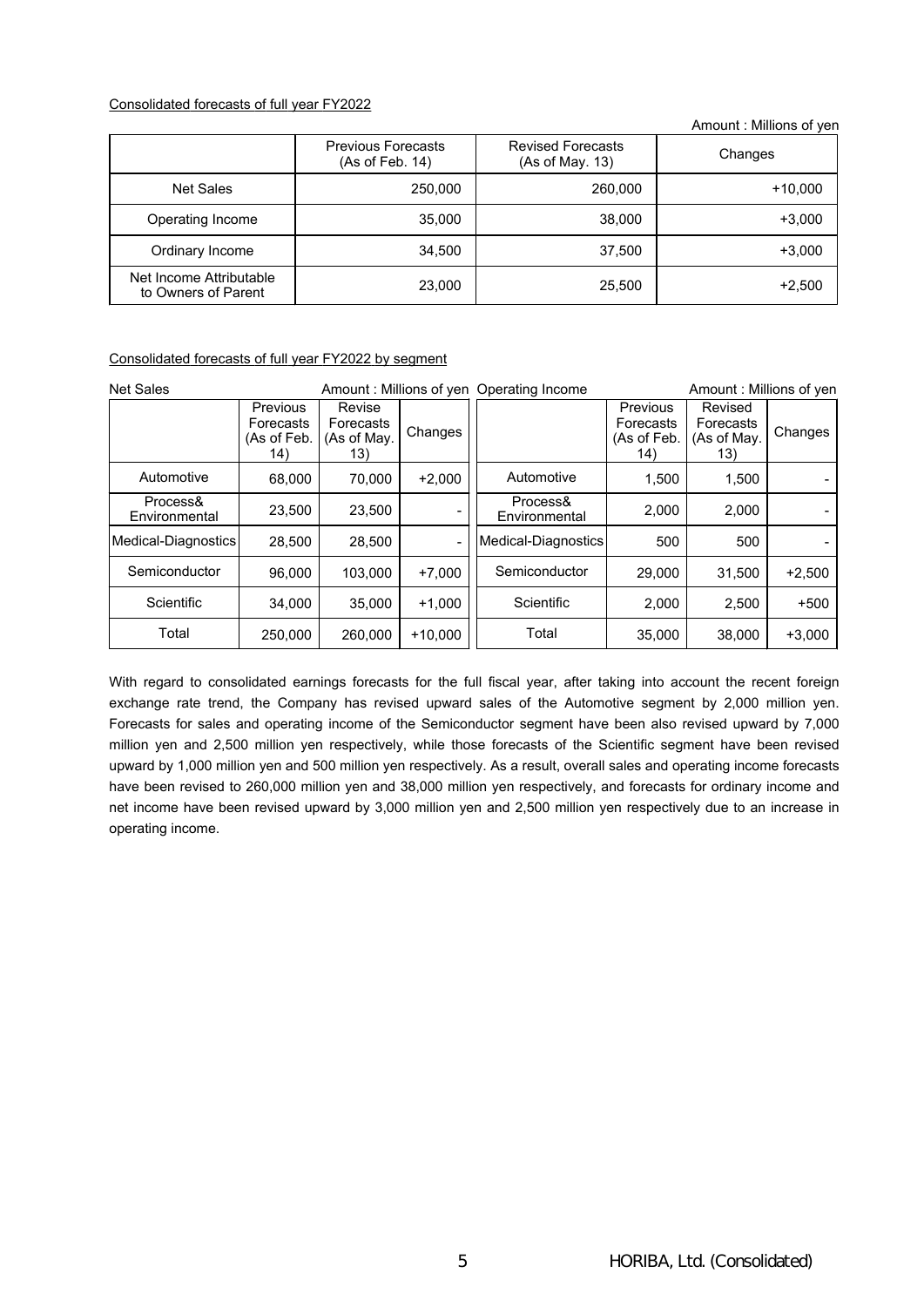Consolidated forecasts of full year FY2022

Amount : Millions of yen

| | Previous Forecasts (As of Feb. 14) | Revised Forecasts (As of May. 13) | Changes |
|---|---|---|---|
| Net Sales | 250,000 | 260,000 | +10,000 |
| Operating Income | 35,000 | 38,000 | +3,000 |
| Ordinary Income | 34,500 | 37,500 | +3,000 |
| Net Income Attributable to Owners of Parent | 23,000 | 25,500 | +2,500 |

Consolidated forecasts of full year FY2022 by segment

Net Sales

Amount : Millions of yen

| | Previous Forecasts (As of Feb. 14) | Revise Forecasts (As of May. 13) | Changes |
|---|---|---|---|
| Automotive | 68,000 | 70,000 | +2,000 |
| Process& Environmental | 23,500 | 23,500 | - |
| Medical-Diagnostics | 28,500 | 28,500 | - |
| Semiconductor | 96,000 | 103,000 | +7,000 |
| Scientific | 34,000 | 35,000 | +1,000 |
| Total | 250,000 | 260,000 | +10,000 |

Operating Income

Amount : Millions of yen

| | Previous Forecasts (As of Feb. 14) | Revised Forecasts (As of May. 13) | Changes |
|---|---|---|---|
| Automotive | 1,500 | 1,500 | - |
| Process& Environmental | 2,000 | 2,000 | - |
| Medical-Diagnostics | 500 | 500 | - |
| Semiconductor | 29,000 | 31,500 | +2,500 |
| Scientific | 2,000 | 2,500 | +500 |
| Total | 35,000 | 38,000 | +3,000 |

With regard to consolidated earnings forecasts for the full fiscal year, after taking into account the recent foreign exchange rate trend, the Company has revised upward sales of the Automotive segment by 2,000 million yen. Forecasts for sales and operating income of the Semiconductor segment have been also revised upward by 7,000 million yen and 2,500 million yen respectively, while those forecasts of the Scientific segment have been revised upward by 1,000 million yen and 500 million yen respectively. As a result, overall sales and operating income forecasts have been revised to 260,000 million yen and 38,000 million yen respectively, and forecasts for ordinary income and net income have been revised upward by 3,000 million yen and 2,500 million yen respectively due to an increase in operating income.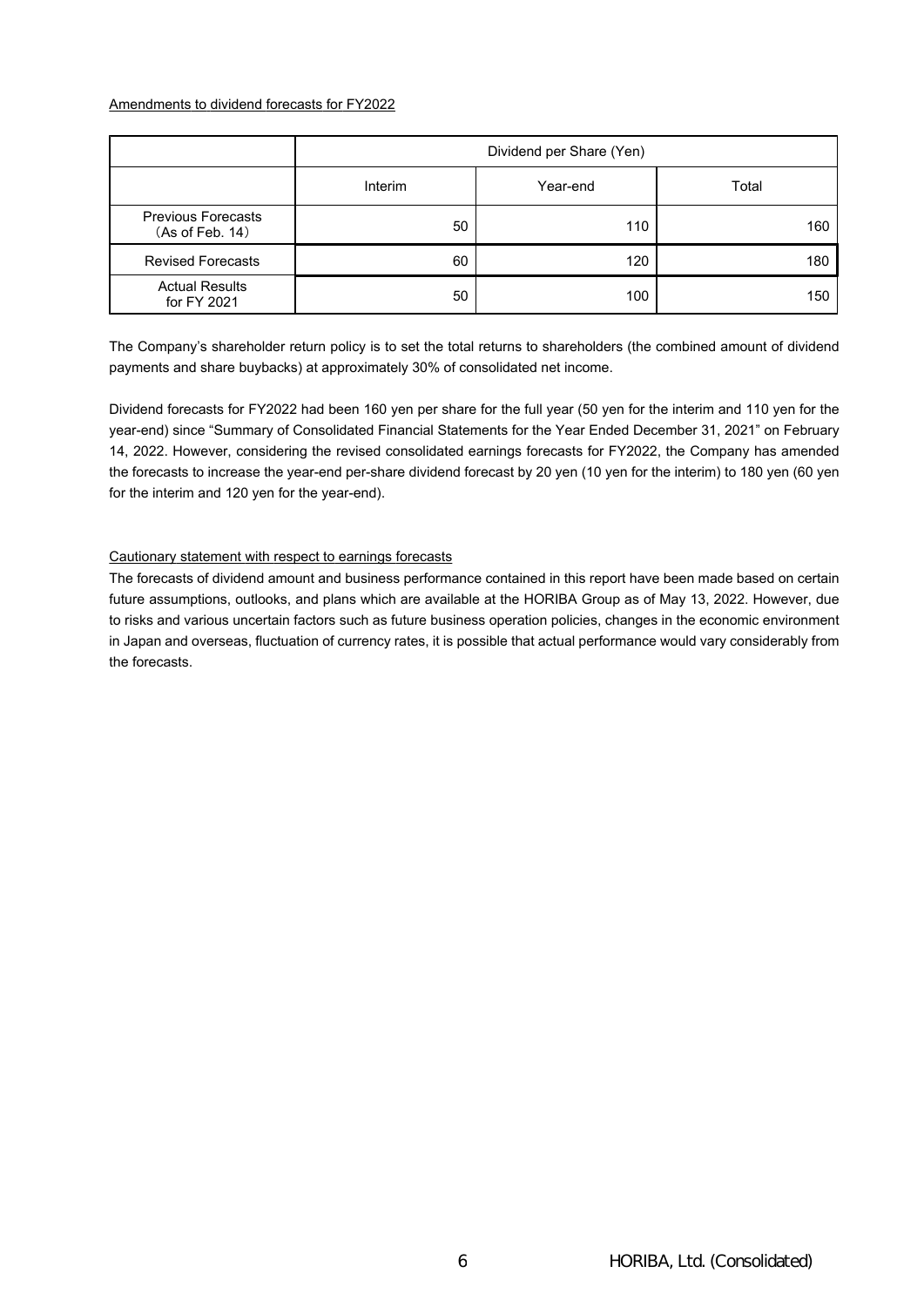Amendments to dividend forecasts for FY2022

| | Dividend per Share (Yen) | | |
|---|---|---|---|
| | Interim | Year-end | Total |
| Previous Forecasts (As of Feb. 14) | 50 | 110 | 160 |
| Revised Forecasts | 60 | 120 | 180 |
| Actual Results for FY 2021 | 50 | 100 | 150 |

The Company's shareholder return policy is to set the total returns to shareholders (the combined amount of dividend payments and share buybacks) at approximately 30% of consolidated net income.

Dividend forecasts for FY2022 had been 160 yen per share for the full year (50 yen for the interim and 110 yen for the year-end) since "Summary of Consolidated Financial Statements for the Year Ended December 31, 2021" on February 14, 2022. However, considering the revised consolidated earnings forecasts for FY2022, the Company has amended the forecasts to increase the year-end per-share dividend forecast by 20 yen (10 yen for the interim) to 180 yen (60 yen for the interim and 120 yen for the year-end).

Cautionary statement with respect to earnings forecasts

The forecasts of dividend amount and business performance contained in this report have been made based on certain future assumptions, outlooks, and plans which are available at the HORIBA Group as of May 13, 2022. However, due to risks and various uncertain factors such as future business operation policies, changes in the economic environment in Japan and overseas, fluctuation of currency rates, it is possible that actual performance would vary considerably from the forecasts.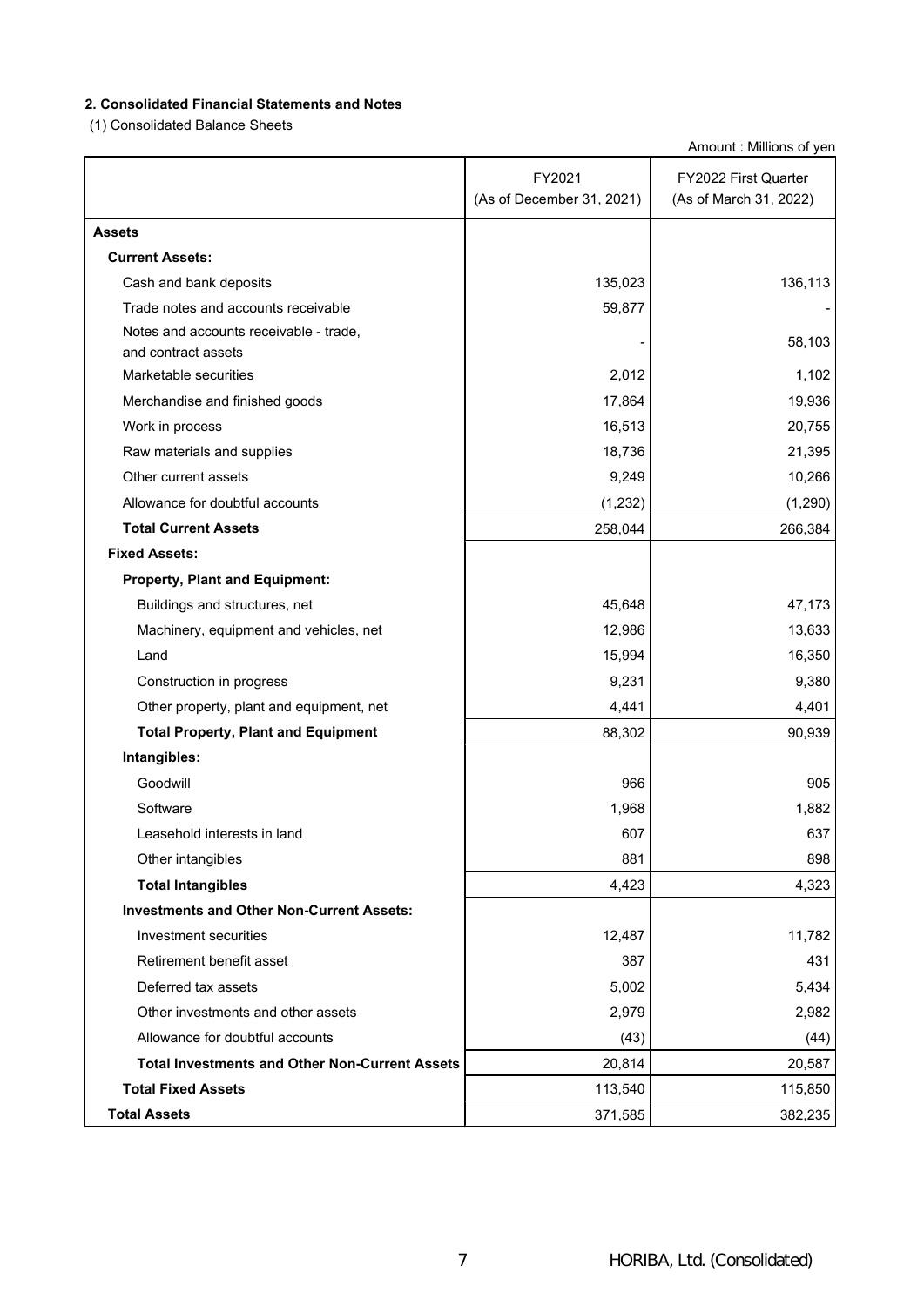## 2. Consolidated Financial Statements and Notes

(1) Consolidated Balance Sheets

Amount : Millions of yen

| | FY2021 (As of December 31, 2021) | FY2022 First Quarter (As of March 31, 2022) |
|---|---|---|
| **Assets** | | |
| **Current Assets:** | | |
| Cash and bank deposits | 135,023 | 136,113 |
| Trade notes and accounts receivable | 59,877 | - |
| Notes and accounts receivable - trade, and contract assets | - | 58,103 |
| Marketable securities | 2,012 | 1,102 |
| Merchandise and finished goods | 17,864 | 19,936 |
| Work in process | 16,513 | 20,755 |
| Raw materials and supplies | 18,736 | 21,395 |
| Other current assets | 9,249 | 10,266 |
| Allowance for doubtful accounts | (1,232) | (1,290) |
| **Total Current Assets** | 258,044 | 266,384 |
| **Fixed Assets:** | | |
| **Property, Plant and Equipment:** | | |
| Buildings and structures, net | 45,648 | 47,173 |
| Machinery, equipment and vehicles, net | 12,986 | 13,633 |
| Land | 15,994 | 16,350 |
| Construction in progress | 9,231 | 9,380 |
| Other property, plant and equipment, net | 4,441 | 4,401 |
| **Total Property, Plant and Equipment** | 88,302 | 90,939 |
| **Intangibles:** | | |
| Goodwill | 966 | 905 |
| Software | 1,968 | 1,882 |
| Leasehold interests in land | 607 | 637 |
| Other intangibles | 881 | 898 |
| **Total Intangibles** | 4,423 | 4,323 |
| **Investments and Other Non-Current Assets:** | | |
| Investment securities | 12,487 | 11,782 |
| Retirement benefit asset | 387 | 431 |
| Deferred tax assets | 5,002 | 5,434 |
| Other investments and other assets | 2,979 | 2,982 |
| Allowance for doubtful accounts | (43) | (44) |
| **Total Investments and Other Non-Current Assets** | 20,814 | 20,587 |
| **Total Fixed Assets** | 113,540 | 115,850 |
| **Total Assets** | 371,585 | 382,235 |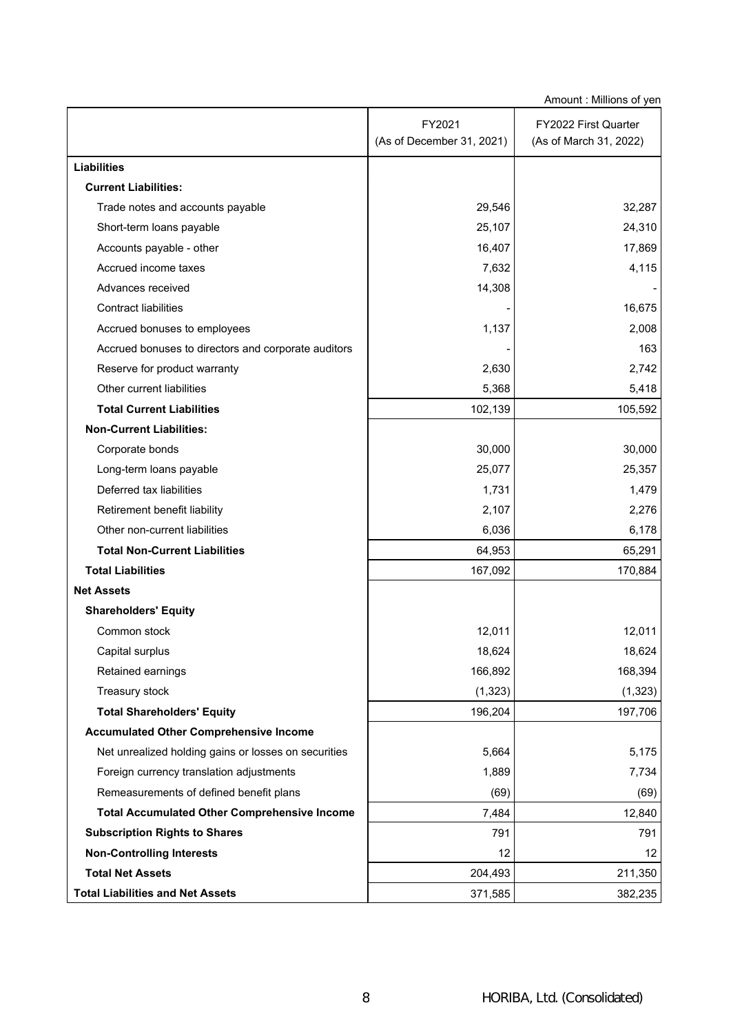Amount : Millions of yen

| | FY2021 (As of December 31, 2021) | FY2022 First Quarter (As of March 31, 2022) |
|---|---|---|
| **Liabilities** | | |
| **Current Liabilities:** | | |
| Trade notes and accounts payable | 29,546 | 32,287 |
| Short-term loans payable | 25,107 | 24,310 |
| Accounts payable - other | 16,407 | 17,869 |
| Accrued income taxes | 7,632 | 4,115 |
| Advances received | 14,308 | - |
| Contract liabilities | - | 16,675 |
| Accrued bonuses to employees | 1,137 | 2,008 |
| Accrued bonuses to directors and corporate auditors | - | 163 |
| Reserve for product warranty | 2,630 | 2,742 |
| Other current liabilities | 5,368 | 5,418 |
| **Total Current Liabilities** | 102,139 | 105,592 |
| **Non-Current Liabilities:** | | |
| Corporate bonds | 30,000 | 30,000 |
| Long-term loans payable | 25,077 | 25,357 |
| Deferred tax liabilities | 1,731 | 1,479 |
| Retirement benefit liability | 2,107 | 2,276 |
| Other non-current liabilities | 6,036 | 6,178 |
| **Total Non-Current Liabilities** | 64,953 | 65,291 |
| **Total Liabilities** | 167,092 | 170,884 |
| **Net Assets** | | |
| **Shareholders' Equity** | | |
| Common stock | 12,011 | 12,011 |
| Capital surplus | 18,624 | 18,624 |
| Retained earnings | 166,892 | 168,394 |
| Treasury stock | (1,323) | (1,323) |
| **Total Shareholders' Equity** | 196,204 | 197,706 |
| **Accumulated Other Comprehensive Income** | | |
| Net unrealized holding gains or losses on securities | 5,664 | 5,175 |
| Foreign currency translation adjustments | 1,889 | 7,734 |
| Remeasurements of defined benefit plans | (69) | (69) |
| **Total Accumulated Other Comprehensive Income** | 7,484 | 12,840 |
| **Subscription Rights to Shares** | 791 | 791 |
| **Non-Controlling Interests** | 12 | 12 |
| **Total Net Assets** | 204,493 | 211,350 |
| **Total Liabilities and Net Assets** | 371,585 | 382,235 |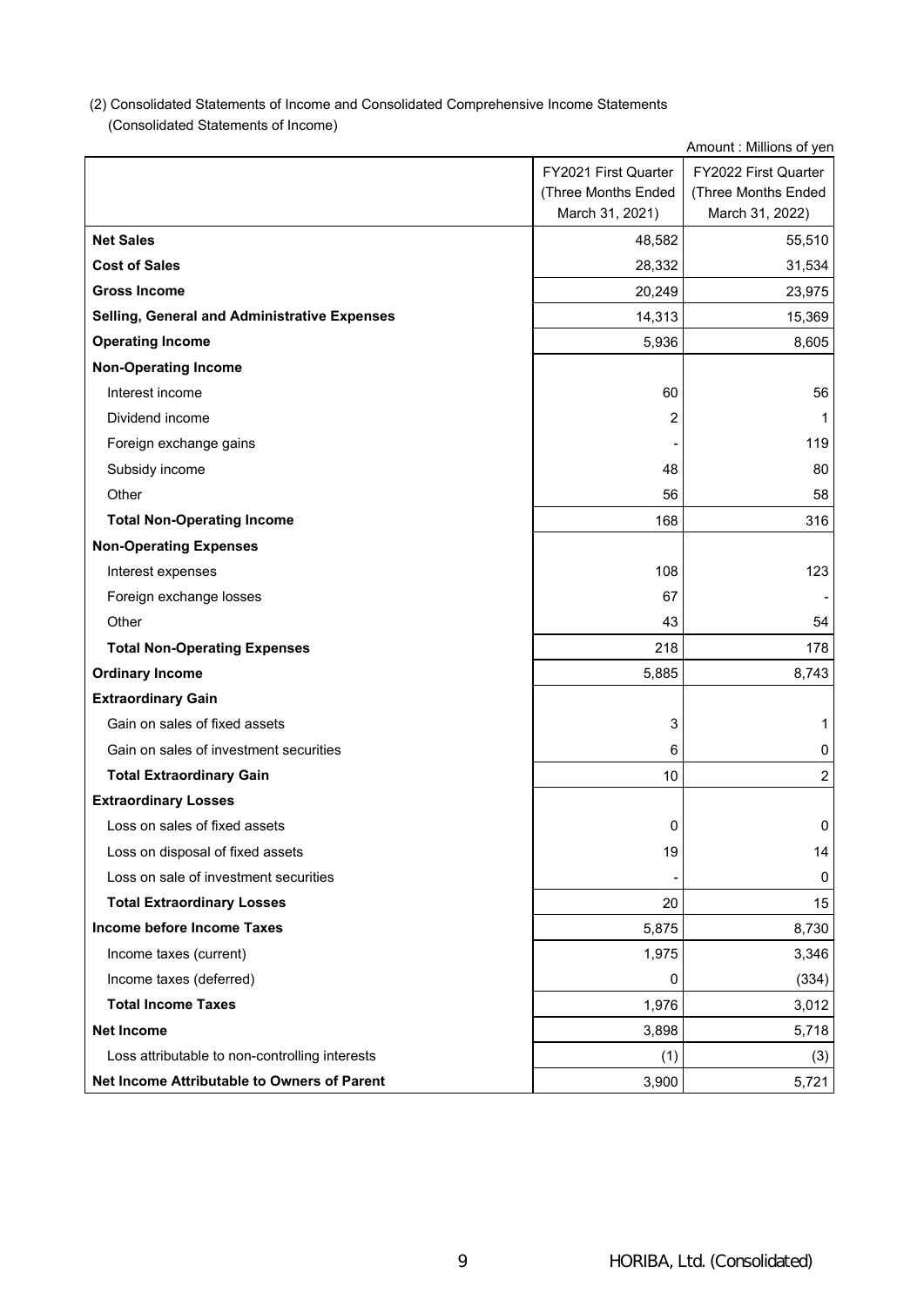(2) Consolidated Statements of Income and Consolidated Comprehensive Income Statements

(Consolidated Statements of Income)

Amount : Millions of yen

| | FY2021 First Quarter (Three Months Ended March 31, 2021) | FY2022 First Quarter (Three Months Ended March 31, 2022) |
|---|---|---|
| **Net Sales** | 48,582 | 55,510 |
| **Cost of Sales** | 28,332 | 31,534 |
| **Gross Income** | 20,249 | 23,975 |
| **Selling, General and Administrative Expenses** | 14,313 | 15,369 |
| **Operating Income** | 5,936 | 8,605 |
| **Non-Operating Income** | | |
| Interest income | 60 | 56 |
| Dividend income | 2 | 1 |
| Foreign exchange gains | - | 119 |
| Subsidy income | 48 | 80 |
| Other | 56 | 58 |
| **Total Non-Operating Income** | 168 | 316 |
| **Non-Operating Expenses** | | |
| Interest expenses | 108 | 123 |
| Foreign exchange losses | 67 | - |
| Other | 43 | 54 |
| **Total Non-Operating Expenses** | 218 | 178 |
| **Ordinary Income** | 5,885 | 8,743 |
| **Extraordinary Gain** | | |
| Gain on sales of fixed assets | 3 | 1 |
| Gain on sales of investment securities | 6 | 0 |
| **Total Extraordinary Gain** | 10 | 2 |
| **Extraordinary Losses** | | |
| Loss on sales of fixed assets | 0 | 0 |
| Loss on disposal of fixed assets | 19 | 14 |
| Loss on sale of investment securities | - | 0 |
| **Total Extraordinary Losses** | 20 | 15 |
| **Income before Income Taxes** | 5,875 | 8,730 |
| Income taxes (current) | 1,975 | 3,346 |
| Income taxes (deferred) | 0 | (334) |
| **Total Income Taxes** | 1,976 | 3,012 |
| **Net Income** | 3,898 | 5,718 |
| Loss attributable to non-controlling interests | (1) | (3) |
| **Net Income Attributable to Owners of Parent** | 3,900 | 5,721 |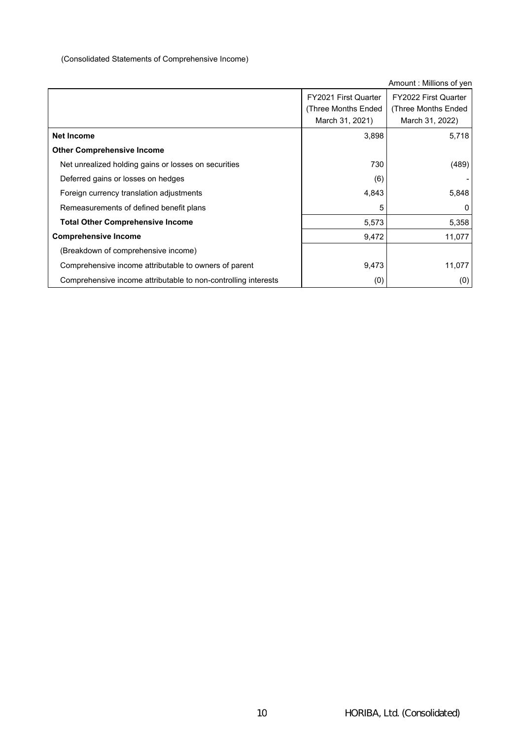(Consolidated Statements of Comprehensive Income)

Amount : Millions of yen

| | FY2021 First Quarter (Three Months Ended March 31, 2021) | FY2022 First Quarter (Three Months Ended March 31, 2022) |
|---|---|---|
| **Net Income** | 3,898 | 5,718 |
| **Other Comprehensive Income** | | |
| Net unrealized holding gains or losses on securities | 730 | (489) |
| Deferred gains or losses on hedges | (6) | - |
| Foreign currency translation adjustments | 4,843 | 5,848 |
| Remeasurements of defined benefit plans | 5 | 0 |
| **Total Other Comprehensive Income** | 5,573 | 5,358 |
| **Comprehensive Income** | 9,472 | 11,077 |
| (Breakdown of comprehensive income) | | |
| Comprehensive income attributable to owners of parent | 9,473 | 11,077 |
| Comprehensive income attributable to non-controlling interests | (0) | (0) |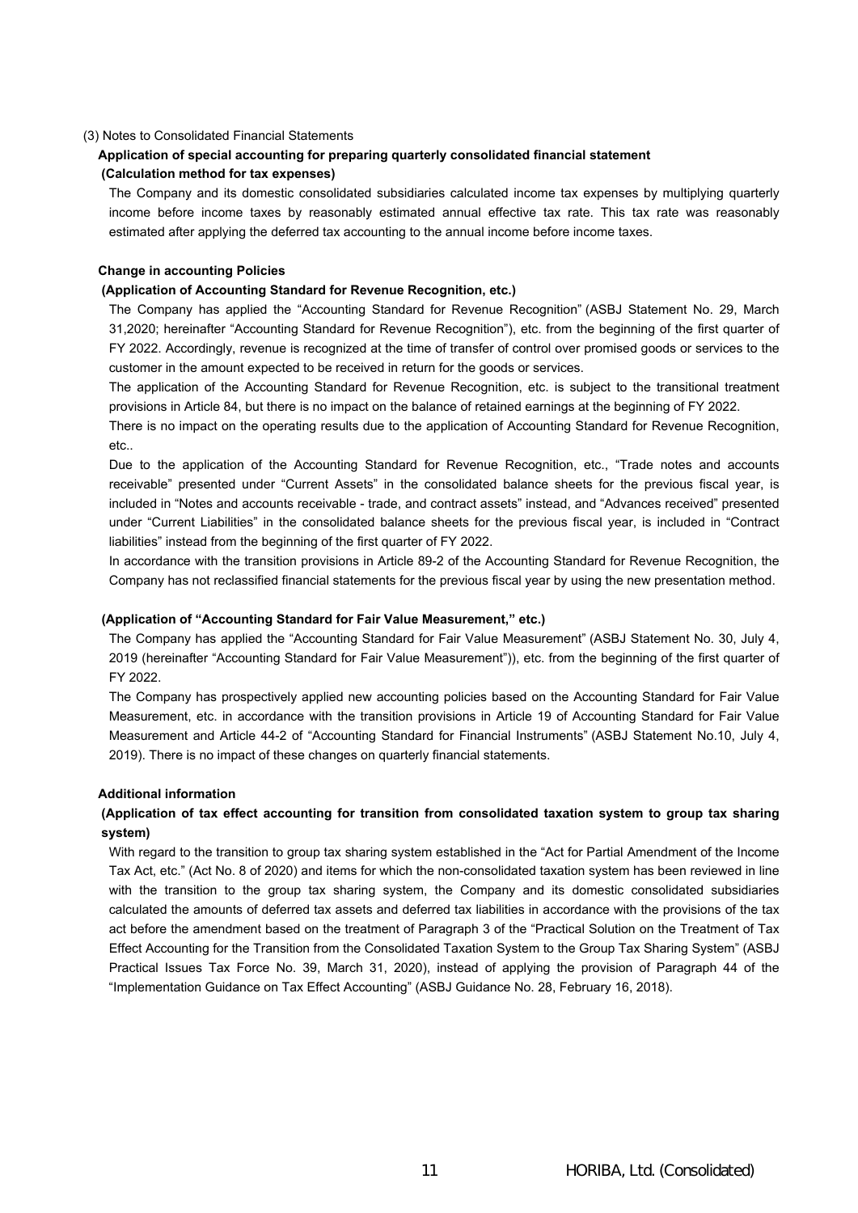(3) Notes to Consolidated Financial Statements

**Application of special accounting for preparing quarterly consolidated financial statement**

**(Calculation method for tax expenses)**

The Company and its domestic consolidated subsidiaries calculated income tax expenses by multiplying quarterly income before income taxes by reasonably estimated annual effective tax rate. This tax rate was reasonably estimated after applying the deferred tax accounting to the annual income before income taxes.

**Change in accounting Policies**

**(Application of Accounting Standard for Revenue Recognition, etc.)**

The Company has applied the "Accounting Standard for Revenue Recognition" (ASBJ Statement No. 29, March 31,2020; hereinafter "Accounting Standard for Revenue Recognition"), etc. from the beginning of the first quarter of FY 2022. Accordingly, revenue is recognized at the time of transfer of control over promised goods or services to the customer in the amount expected to be received in return for the goods or services.

The application of the Accounting Standard for Revenue Recognition, etc. is subject to the transitional treatment provisions in Article 84, but there is no impact on the balance of retained earnings at the beginning of FY 2022.

There is no impact on the operating results due to the application of Accounting Standard for Revenue Recognition, etc..

Due to the application of the Accounting Standard for Revenue Recognition, etc., "Trade notes and accounts receivable" presented under "Current Assets" in the consolidated balance sheets for the previous fiscal year, is included in "Notes and accounts receivable - trade, and contract assets" instead, and "Advances received" presented under "Current Liabilities" in the consolidated balance sheets for the previous fiscal year, is included in "Contract liabilities" instead from the beginning of the first quarter of FY 2022.

In accordance with the transition provisions in Article 89-2 of the Accounting Standard for Revenue Recognition, the Company has not reclassified financial statements for the previous fiscal year by using the new presentation method.

**(Application of "Accounting Standard for Fair Value Measurement," etc.)**

The Company has applied the "Accounting Standard for Fair Value Measurement" (ASBJ Statement No. 30, July 4, 2019 (hereinafter "Accounting Standard for Fair Value Measurement")), etc. from the beginning of the first quarter of FY 2022.

The Company has prospectively applied new accounting policies based on the Accounting Standard for Fair Value Measurement, etc. in accordance with the transition provisions in Article 19 of Accounting Standard for Fair Value Measurement and Article 44-2 of "Accounting Standard for Financial Instruments" (ASBJ Statement No.10, July 4, 2019). There is no impact of these changes on quarterly financial statements.

**Additional information**

**(Application of tax effect accounting for transition from consolidated taxation system to group tax sharing system)**

With regard to the transition to group tax sharing system established in the "Act for Partial Amendment of the Income Tax Act, etc." (Act No. 8 of 2020) and items for which the non-consolidated taxation system has been reviewed in line with the transition to the group tax sharing system, the Company and its domestic consolidated subsidiaries calculated the amounts of deferred tax assets and deferred tax liabilities in accordance with the provisions of the tax act before the amendment based on the treatment of Paragraph 3 of the "Practical Solution on the Treatment of Tax Effect Accounting for the Transition from the Consolidated Taxation System to the Group Tax Sharing System" (ASBJ Practical Issues Tax Force No. 39, March 31, 2020), instead of applying the provision of Paragraph 44 of the "Implementation Guidance on Tax Effect Accounting" (ASBJ Guidance No. 28, February 16, 2018).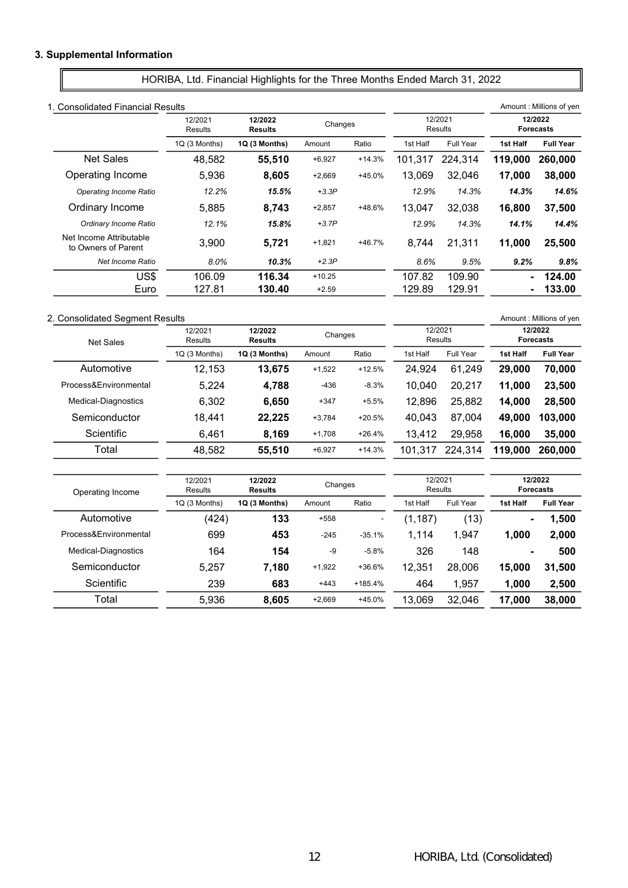## 3. Supplemental Information

### HORIBA, Ltd. Financial Highlights for the Three Months Ended March 31, 2022

1. Consolidated Financial Results

Amount : Millions of yen

| | 12/2021 Results | **12/2022 Results** | Changes | | 12/2021 Results | | **12/2022 Forecasts** | |
|---|---|---|---|---|---|---|---|---|
| | 1Q (3 Months) | **1Q (3 Months)** | Amount | Ratio | 1st Half | Full Year | **1st Half** | **Full Year** |
| Net Sales | 48,582 | **55,510** | +6,927 | +14.3% | 101,317 | 224,314 | **119,000** | **260,000** |
| Operating Income | 5,936 | **8,605** | +2,669 | +45.0% | 13,069 | 32,046 | **17,000** | **38,000** |
| *Operating Income Ratio* | *12.2%* | ***15.5%*** | *+3.3P* | | *12.9%* | *14.3%* | ***14.3%*** | ***14.6%*** |
| Ordinary Income | 5,885 | **8,743** | +2,857 | +48.6% | 13,047 | 32,038 | **16,800** | **37,500** |
| *Ordinary Income Ratio* | *12.1%* | ***15.8%*** | *+3.7P* | | *12.9%* | *14.3%* | ***14.1%*** | ***14.4%*** |
| Net Income Attributable to Owners of Parent | 3,900 | **5,721** | +1,821 | +46.7% | 8,744 | 21,311 | **11,000** | **25,500** |
| *Net Income Ratio* | *8.0%* | ***10.3%*** | *+2.3P* | | *8.6%* | *9.5%* | ***9.2%*** | ***9.8%*** |
| US$ | 106.09 | **116.34** | +10.25 | | 107.82 | 109.90 | **-** | **124.00** |
| Euro | 127.81 | **130.40** | +2.59 | | 129.89 | 129.91 | **-** | **133.00** |

2. Consolidated Segment Results

Amount : Millions of yen

| Net Sales | 12/2021 Results | **12/2022 Results** | Changes | | 12/2021 Results | | **12/2022 Forecasts** | |
|---|---|---|---|---|---|---|---|---|
| | 1Q (3 Months) | **1Q (3 Months)** | Amount | Ratio | 1st Half | Full Year | **1st Half** | **Full Year** |
| Automotive | 12,153 | **13,675** | +1,522 | +12.5% | 24,924 | 61,249 | **29,000** | **70,000** |
| Process&Environmental | 5,224 | **4,788** | -436 | -8.3% | 10,040 | 20,217 | **11,000** | **23,500** |
| Medical-Diagnostics | 6,302 | **6,650** | +347 | +5.5% | 12,896 | 25,882 | **14,000** | **28,500** |
| Semiconductor | 18,441 | **22,225** | +3,784 | +20.5% | 40,043 | 87,004 | **49,000** | **103,000** |
| Scientific | 6,461 | **8,169** | +1,708 | +26.4% | 13,412 | 29,958 | **16,000** | **35,000** |
| Total | 48,582 | **55,510** | +6,927 | +14.3% | 101,317 | 224,314 | **119,000** | **260,000** |

| Operating Income | 12/2021 Results | **12/2022 Results** | Changes | | 12/2021 Results | | **12/2022 Forecasts** | |
|---|---|---|---|---|---|---|---|---|
| | 1Q (3 Months) | **1Q (3 Months)** | Amount | Ratio | 1st Half | Full Year | **1st Half** | **Full Year** |
| Automotive | (424) | **133** | +558 | - | (1,187) | (13) | **-** | **1,500** |
| Process&Environmental | 699 | **453** | -245 | -35.1% | 1,114 | 1,947 | **1,000** | **2,000** |
| Medical-Diagnostics | 164 | **154** | -9 | -5.8% | 326 | 148 | **-** | **500** |
| Semiconductor | 5,257 | **7,180** | +1,922 | +36.6% | 12,351 | 28,006 | **15,000** | **31,500** |
| Scientific | 239 | **683** | +443 | +185.4% | 464 | 1,957 | **1,000** | **2,500** |
| Total | 5,936 | **8,605** | +2,669 | +45.0% | 13,069 | 32,046 | **17,000** | **38,000** |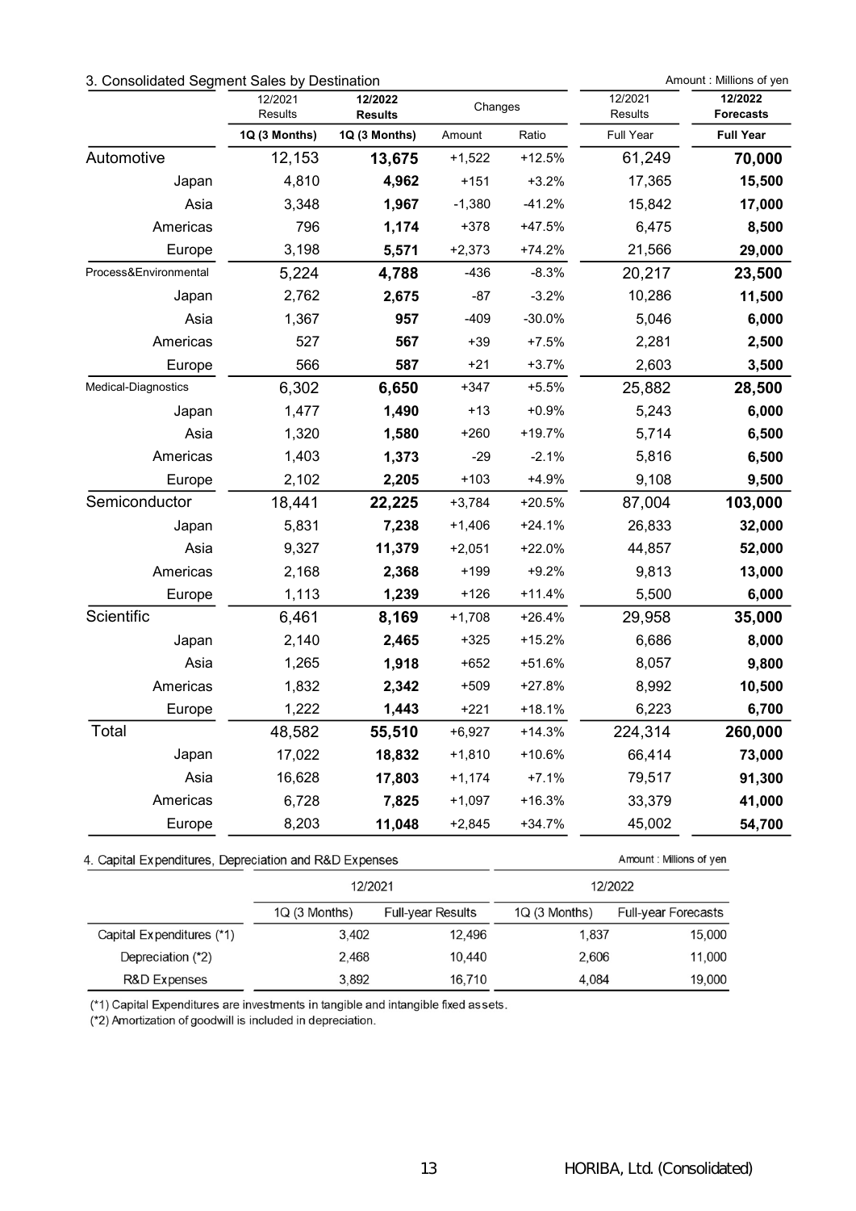## 3. Consolidated Segment Sales by Destination

Amount : Millions of yen

| | 12/2021 Results | 12/2022 Results | Changes | | 12/2021 Results | 12/2022 Forecasts |
|---|---|---|---|---|---|---|
| | 1Q (3 Months) | 1Q (3 Months) | Amount | Ratio | Full Year | Full Year |
| Automotive | 12,153 | **13,675** | +1,522 | +12.5% | 61,249 | **70,000** |
| Japan | 4,810 | **4,962** | +151 | +3.2% | 17,365 | **15,500** |
| Asia | 3,348 | **1,967** | -1,380 | -41.2% | 15,842 | **17,000** |
| Americas | 796 | **1,174** | +378 | +47.5% | 6,475 | **8,500** |
| Europe | 3,198 | **5,571** | +2,373 | +74.2% | 21,566 | **29,000** |
| Process&Environmental | 5,224 | **4,788** | -436 | -8.3% | 20,217 | **23,500** |
| Japan | 2,762 | **2,675** | -87 | -3.2% | 10,286 | **11,500** |
| Asia | 1,367 | **957** | -409 | -30.0% | 5,046 | **6,000** |
| Americas | 527 | **567** | +39 | +7.5% | 2,281 | **2,500** |
| Europe | 566 | **587** | +21 | +3.7% | 2,603 | **3,500** |
| Medical-Diagnostics | 6,302 | **6,650** | +347 | +5.5% | 25,882 | **28,500** |
| Japan | 1,477 | **1,490** | +13 | +0.9% | 5,243 | **6,000** |
| Asia | 1,320 | **1,580** | +260 | +19.7% | 5,714 | **6,500** |
| Americas | 1,403 | **1,373** | -29 | -2.1% | 5,816 | **6,500** |
| Europe | 2,102 | **2,205** | +103 | +4.9% | 9,108 | **9,500** |
| Semiconductor | 18,441 | **22,225** | +3,784 | +20.5% | 87,004 | **103,000** |
| Japan | 5,831 | **7,238** | +1,406 | +24.1% | 26,833 | **32,000** |
| Asia | 9,327 | **11,379** | +2,051 | +22.0% | 44,857 | **52,000** |
| Americas | 2,168 | **2,368** | +199 | +9.2% | 9,813 | **13,000** |
| Europe | 1,113 | **1,239** | +126 | +11.4% | 5,500 | **6,000** |
| Scientific | 6,461 | **8,169** | +1,708 | +26.4% | 29,958 | **35,000** |
| Japan | 2,140 | **2,465** | +325 | +15.2% | 6,686 | **8,000** |
| Asia | 1,265 | **1,918** | +652 | +51.6% | 8,057 | **9,800** |
| Americas | 1,832 | **2,342** | +509 | +27.8% | 8,992 | **10,500** |
| Europe | 1,222 | **1,443** | +221 | +18.1% | 6,223 | **6,700** |
| Total | 48,582 | **55,510** | +6,927 | +14.3% | 224,314 | **260,000** |
| Japan | 17,022 | **18,832** | +1,810 | +10.6% | 66,414 | **73,000** |
| Asia | 16,628 | **17,803** | +1,174 | +7.1% | 79,517 | **91,300** |
| Americas | 6,728 | **7,825** | +1,097 | +16.3% | 33,379 | **41,000** |
| Europe | 8,203 | **11,048** | +2,845 | +34.7% | 45,002 | **54,700** |

## 4. Capital Expenditures, Depreciation and R&D Expenses

Amount : Millions of yen

| | 12/2021 | | 12/2022 | |
|---|---|---|---|---|
| | 1Q (3 Months) | Full-year Results | 1Q (3 Months) | Full-year Forecasts |
| Capital Expenditures (*1) | 3,402 | 12,496 | 1,837 | 15,000 |
| Depreciation (*2) | 2,468 | 10,440 | 2,606 | 11,000 |
| R&D Expenses | 3,892 | 16,710 | 4,084 | 19,000 |

(*1) Capital Expenditures are investments in tangible and intangible fixed assets.
(*2) Amortization of goodwill is included in depreciation.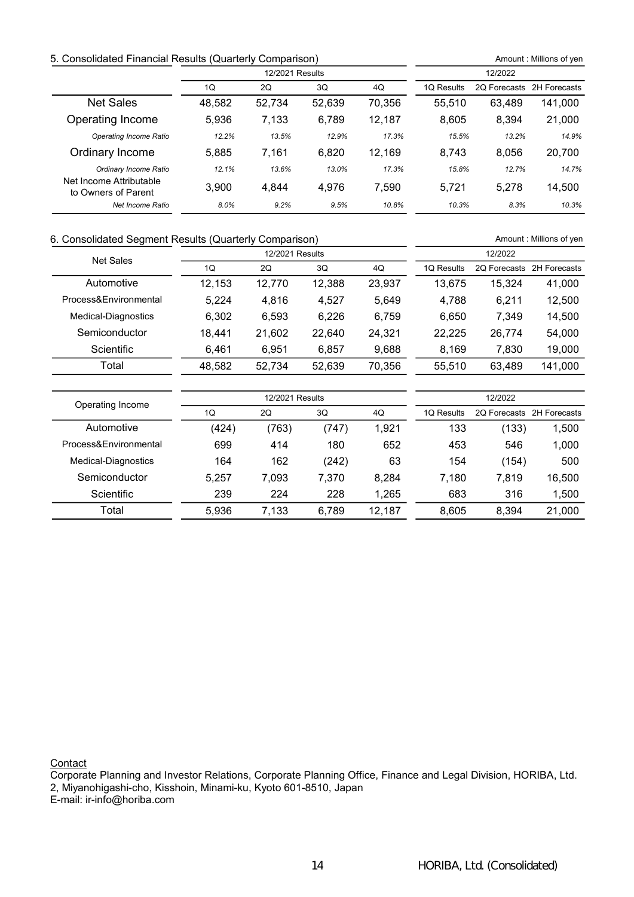## 5. Consolidated Financial Results (Quarterly Comparison)

Amount : Millions of yen

| | 12/2021 Results | | | | 12/2022 | | |
|---|---|---|---|---|---|---|---|
| | 1Q | 2Q | 3Q | 4Q | 1Q Results | 2Q Forecasts | 2H Forecasts |
| Net Sales | 48,582 | 52,734 | 52,639 | 70,356 | 55,510 | 63,489 | 141,000 |
| Operating Income | 5,936 | 7,133 | 6,789 | 12,187 | 8,605 | 8,394 | 21,000 |
| *Operating Income Ratio* | *12.2%* | *13.5%* | *12.9%* | *17.3%* | *15.5%* | *13.2%* | *14.9%* |
| Ordinary Income | 5,885 | 7,161 | 6,820 | 12,169 | 8,743 | 8,056 | 20,700 |
| *Ordinary Income Ratio* | *12.1%* | *13.6%* | *13.0%* | *17.3%* | *15.8%* | *12.7%* | *14.7%* |
| Net Income Attributable to Owners of Parent | 3,900 | 4,844 | 4,976 | 7,590 | 5,721 | 5,278 | 14,500 |
| *Net Income Ratio* | *8.0%* | *9.2%* | *9.5%* | *10.8%* | *10.3%* | *8.3%* | *10.3%* |

## 6. Consolidated Segment Results (Quarterly Comparison)

Amount : Millions of yen

| Net Sales | 12/2021 Results | | | | 12/2022 | | |
|---|---|---|---|---|---|---|---|
| | 1Q | 2Q | 3Q | 4Q | 1Q Results | 2Q Forecasts | 2H Forecasts |
| Automotive | 12,153 | 12,770 | 12,388 | 23,937 | 13,675 | 15,324 | 41,000 |
| Process&Environmental | 5,224 | 4,816 | 4,527 | 5,649 | 4,788 | 6,211 | 12,500 |
| Medical-Diagnostics | 6,302 | 6,593 | 6,226 | 6,759 | 6,650 | 7,349 | 14,500 |
| Semiconductor | 18,441 | 21,602 | 22,640 | 24,321 | 22,225 | 26,774 | 54,000 |
| Scientific | 6,461 | 6,951 | 6,857 | 9,688 | 8,169 | 7,830 | 19,000 |
| Total | 48,582 | 52,734 | 52,639 | 70,356 | 55,510 | 63,489 | 141,000 |

| Operating Income | 12/2021 Results | | | | 12/2022 | | |
|---|---|---|---|---|---|---|---|
| | 1Q | 2Q | 3Q | 4Q | 1Q Results | 2Q Forecasts | 2H Forecasts |
| Automotive | (424) | (763) | (747) | 1,921 | 133 | (133) | 1,500 |
| Process&Environmental | 699 | 414 | 180 | 652 | 453 | 546 | 1,000 |
| Medical-Diagnostics | 164 | 162 | (242) | 63 | 154 | (154) | 500 |
| Semiconductor | 5,257 | 7,093 | 7,370 | 8,284 | 7,180 | 7,819 | 16,500 |
| Scientific | 239 | 224 | 228 | 1,265 | 683 | 316 | 1,500 |
| Total | 5,936 | 7,133 | 6,789 | 12,187 | 8,605 | 8,394 | 21,000 |

Contact

Corporate Planning and Investor Relations, Corporate Planning Office, Finance and Legal Division, HORIBA, Ltd.
2, Miyanohigashi-cho, Kisshoin, Minami-ku, Kyoto 601-8510, Japan
E-mail: ir-info@horiba.com